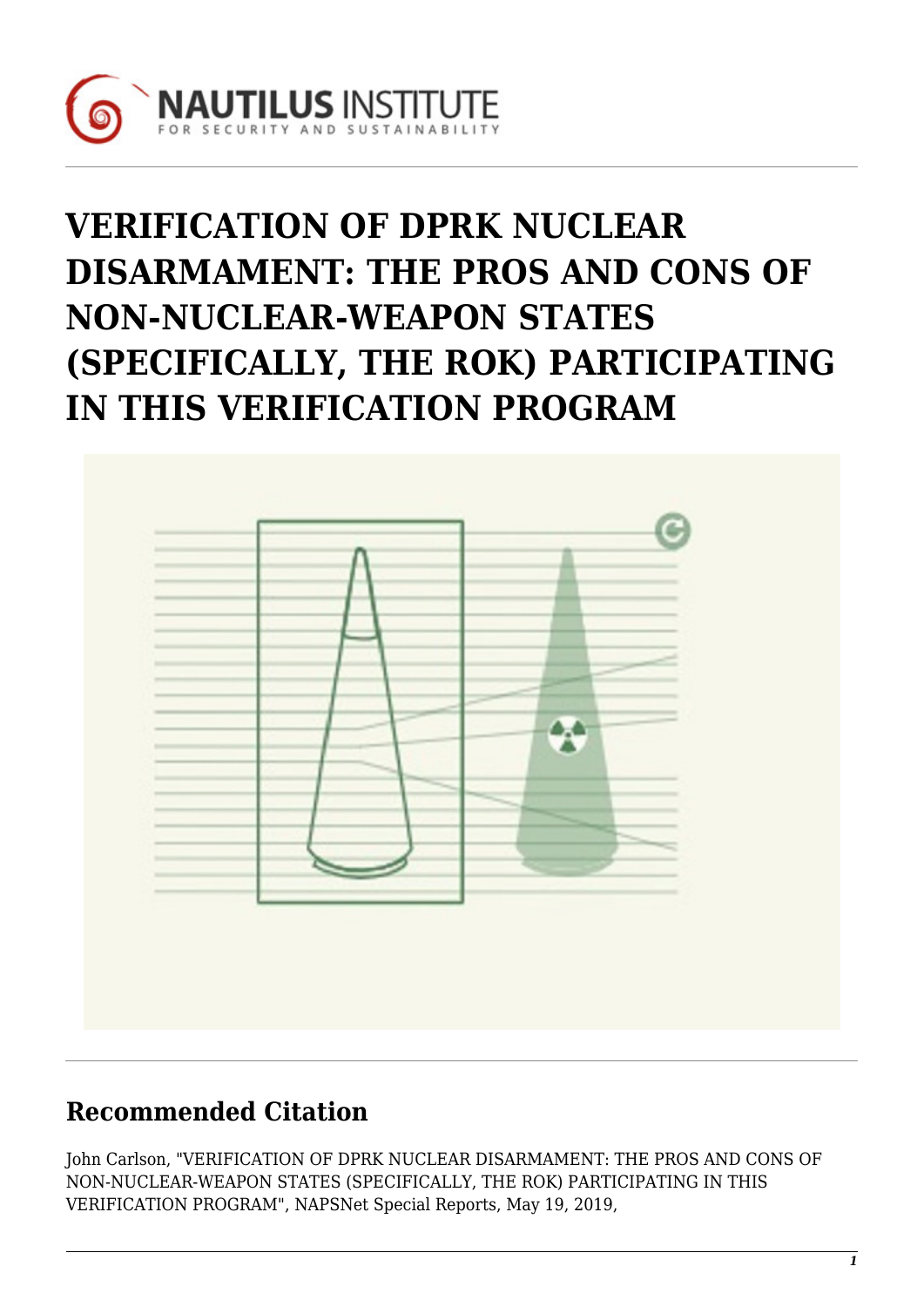# VERIFICATION OF DPRK NUCLEAR DISARMAMENT: THE PROS AND CONS OF NON-NUCLEAR-WEAPON STATES (SPECIFICALLY, THE ROK) PARTICIPATING IN THIS VERIFICATION PROGRAM

## Recommended Citation

John Carlson, "VERIFICATION OF DPRK NUCLEAR DISARMAMENT: THE PROS AND CONS OF NON-NUCLEAR-WEAPON STATES (SPECIFICALLY, THE ROK) PARTICIPATING IN THIS VERIFICATION PROGRAM", NAPSNet Special Reports, May 19, 2019,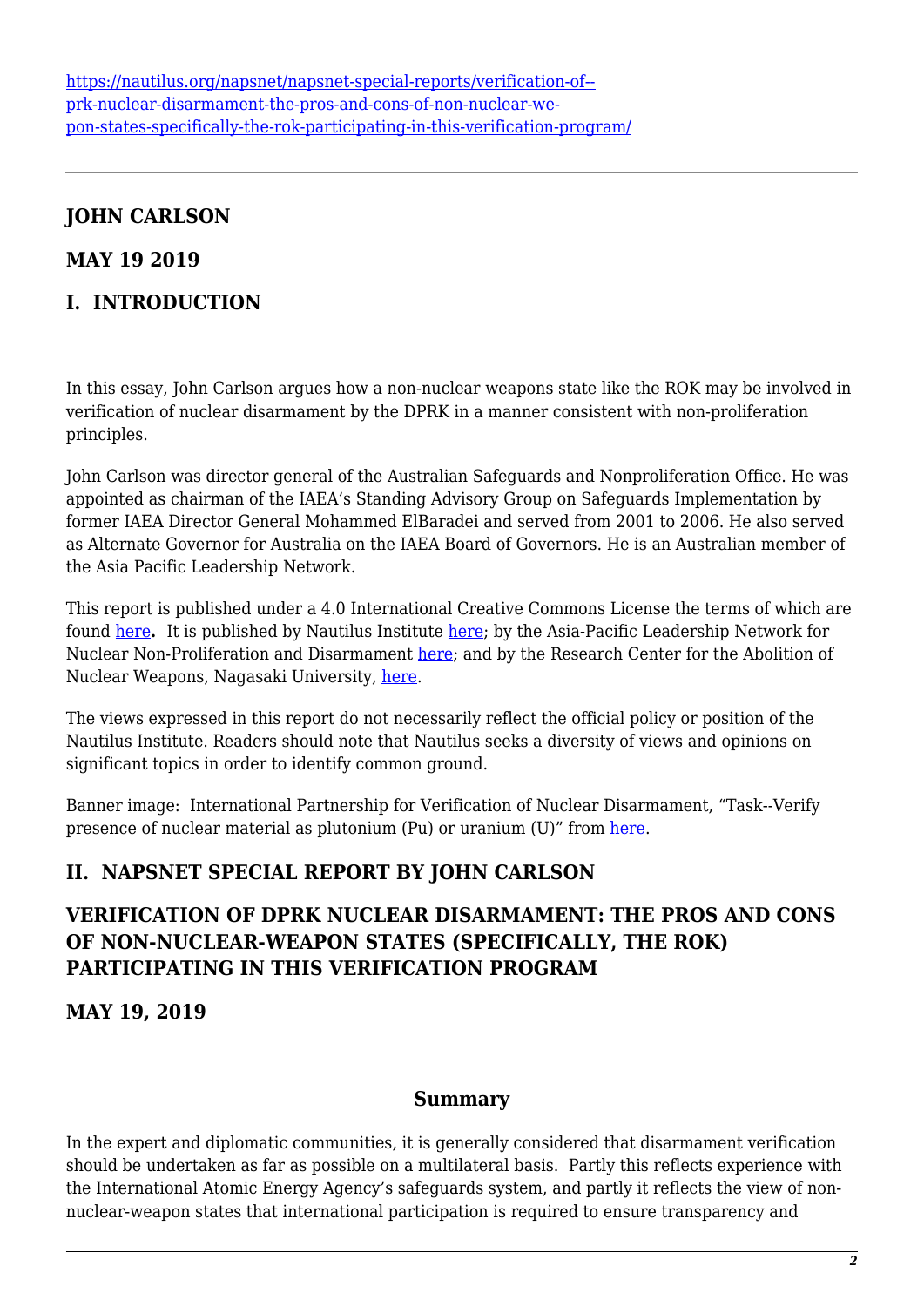https://nautilus.org/napsnet/napsnet-special-reports/verification-of--prk-nuclear-disarmament-the-pros-and-cons-of-non-nuclear-we-pon-states-specifically-the-rok-participating-in-this-verification-program/

## JOHN CARLSON

## MAY 19 2019

## I. INTRODUCTION

In this essay, John Carlson argues how a non-nuclear weapons state like the ROK may be involved in verification of nuclear disarmament by the DPRK in a manner consistent with non-proliferation principles.

John Carlson was director general of the Australian Safeguards and Nonproliferation Office. He was appointed as chairman of the IAEA's Standing Advisory Group on Safeguards Implementation by former IAEA Director General Mohammed ElBaradei and served from 2001 to 2006. He also served as Alternate Governor for Australia on the IAEA Board of Governors. He is an Australian member of the Asia Pacific Leadership Network.

This report is published under a 4.0 International Creative Commons License the terms of which are found here**.** It is published by Nautilus Institute here; by the Asia-Pacific Leadership Network for Nuclear Non-Proliferation and Disarmament here; and by the Research Center for the Abolition of Nuclear Weapons, Nagasaki University, here.

The views expressed in this report do not necessarily reflect the official policy or position of the Nautilus Institute. Readers should note that Nautilus seeks a diversity of views and opinions on significant topics in order to identify common ground.

Banner image: International Partnership for Verification of Nuclear Disarmament, "Task--Verify presence of nuclear material as plutonium (Pu) or uranium (U)" from here.

## II. NAPSNET SPECIAL REPORT BY JOHN CARLSON

## VERIFICATION OF DPRK NUCLEAR DISARMAMENT: THE PROS AND CONS OF NON-NUCLEAR-WEAPON STATES (SPECIFICALLY, THE ROK) PARTICIPATING IN THIS VERIFICATION PROGRAM

## MAY 19, 2019

### Summary

In the expert and diplomatic communities, it is generally considered that disarmament verification should be undertaken as far as possible on a multilateral basis. Partly this reflects experience with the International Atomic Energy Agency's safeguards system, and partly it reflects the view of non-nuclear-weapon states that international participation is required to ensure transparency and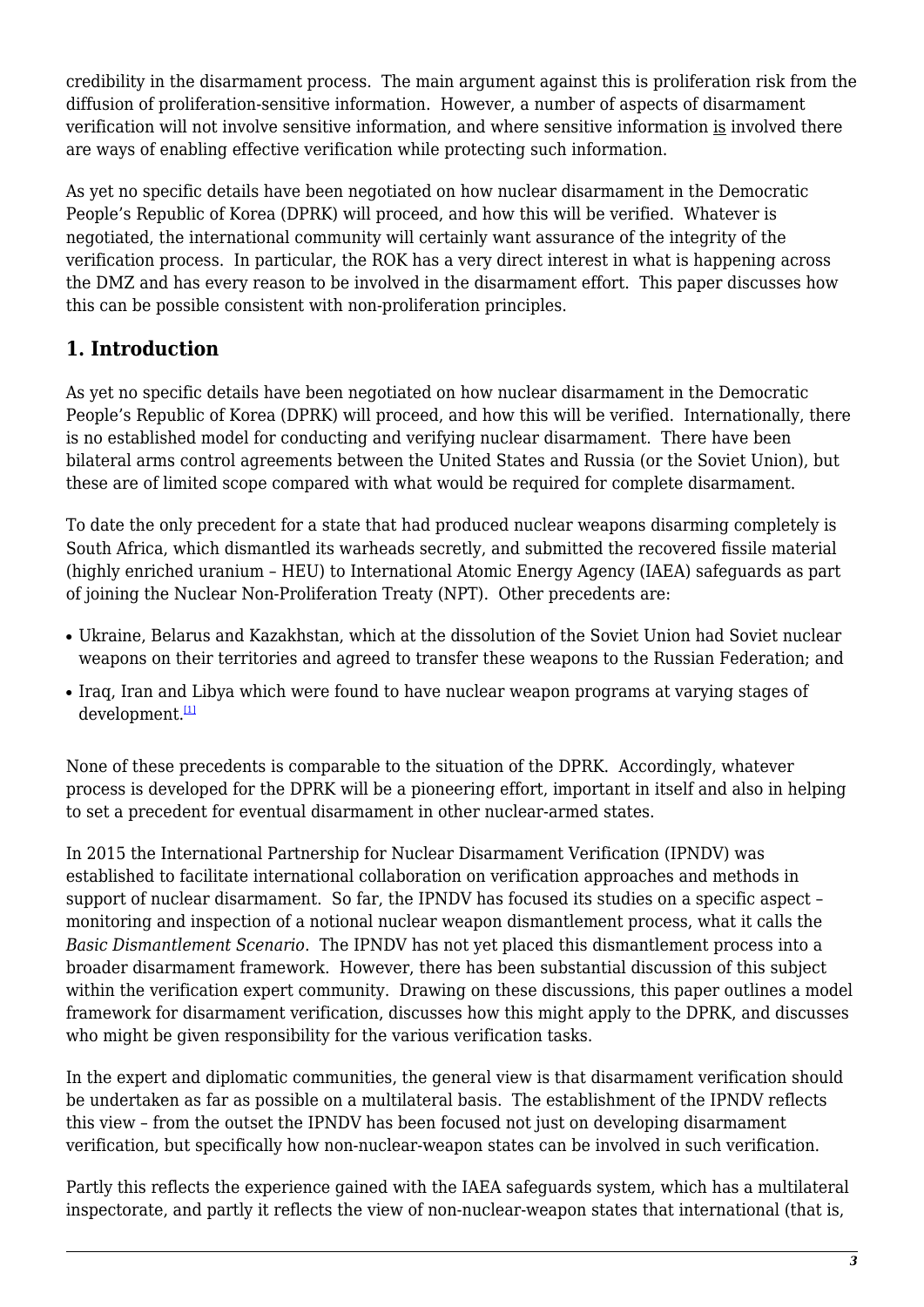credibility in the disarmament process. The main argument against this is proliferation risk from the diffusion of proliferation-sensitive information. However, a number of aspects of disarmament verification will not involve sensitive information, and where sensitive information is involved there are ways of enabling effective verification while protecting such information.

As yet no specific details have been negotiated on how nuclear disarmament in the Democratic People's Republic of Korea (DPRK) will proceed, and how this will be verified. Whatever is negotiated, the international community will certainly want assurance of the integrity of the verification process. In particular, the ROK has a very direct interest in what is happening across the DMZ and has every reason to be involved in the disarmament effort. This paper discusses how this can be possible consistent with non-proliferation principles.

## 1. Introduction

As yet no specific details have been negotiated on how nuclear disarmament in the Democratic People's Republic of Korea (DPRK) will proceed, and how this will be verified. Internationally, there is no established model for conducting and verifying nuclear disarmament. There have been bilateral arms control agreements between the United States and Russia (or the Soviet Union), but these are of limited scope compared with what would be required for complete disarmament.

To date the only precedent for a state that had produced nuclear weapons disarming completely is South Africa, which dismantled its warheads secretly, and submitted the recovered fissile material (highly enriched uranium – HEU) to International Atomic Energy Agency (IAEA) safeguards as part of joining the Nuclear Non-Proliferation Treaty (NPT). Other precedents are:

- Ukraine, Belarus and Kazakhstan, which at the dissolution of the Soviet Union had Soviet nuclear weapons on their territories and agreed to transfer these weapons to the Russian Federation; and
- Iraq, Iran and Libya which were found to have nuclear weapon programs at varying stages of development.[1]

None of these precedents is comparable to the situation of the DPRK. Accordingly, whatever process is developed for the DPRK will be a pioneering effort, important in itself and also in helping to set a precedent for eventual disarmament in other nuclear-armed states.

In 2015 the International Partnership for Nuclear Disarmament Verification (IPNDV) was established to facilitate international collaboration on verification approaches and methods in support of nuclear disarmament. So far, the IPNDV has focused its studies on a specific aspect – monitoring and inspection of a notional nuclear weapon dismantlement process, what it calls the *Basic Dismantlement Scenario*. The IPNDV has not yet placed this dismantlement process into a broader disarmament framework. However, there has been substantial discussion of this subject within the verification expert community. Drawing on these discussions, this paper outlines a model framework for disarmament verification, discusses how this might apply to the DPRK, and discusses who might be given responsibility for the various verification tasks.

In the expert and diplomatic communities, the general view is that disarmament verification should be undertaken as far as possible on a multilateral basis. The establishment of the IPNDV reflects this view – from the outset the IPNDV has been focused not just on developing disarmament verification, but specifically how non-nuclear-weapon states can be involved in such verification.

Partly this reflects the experience gained with the IAEA safeguards system, which has a multilateral inspectorate, and partly it reflects the view of non-nuclear-weapon states that international (that is,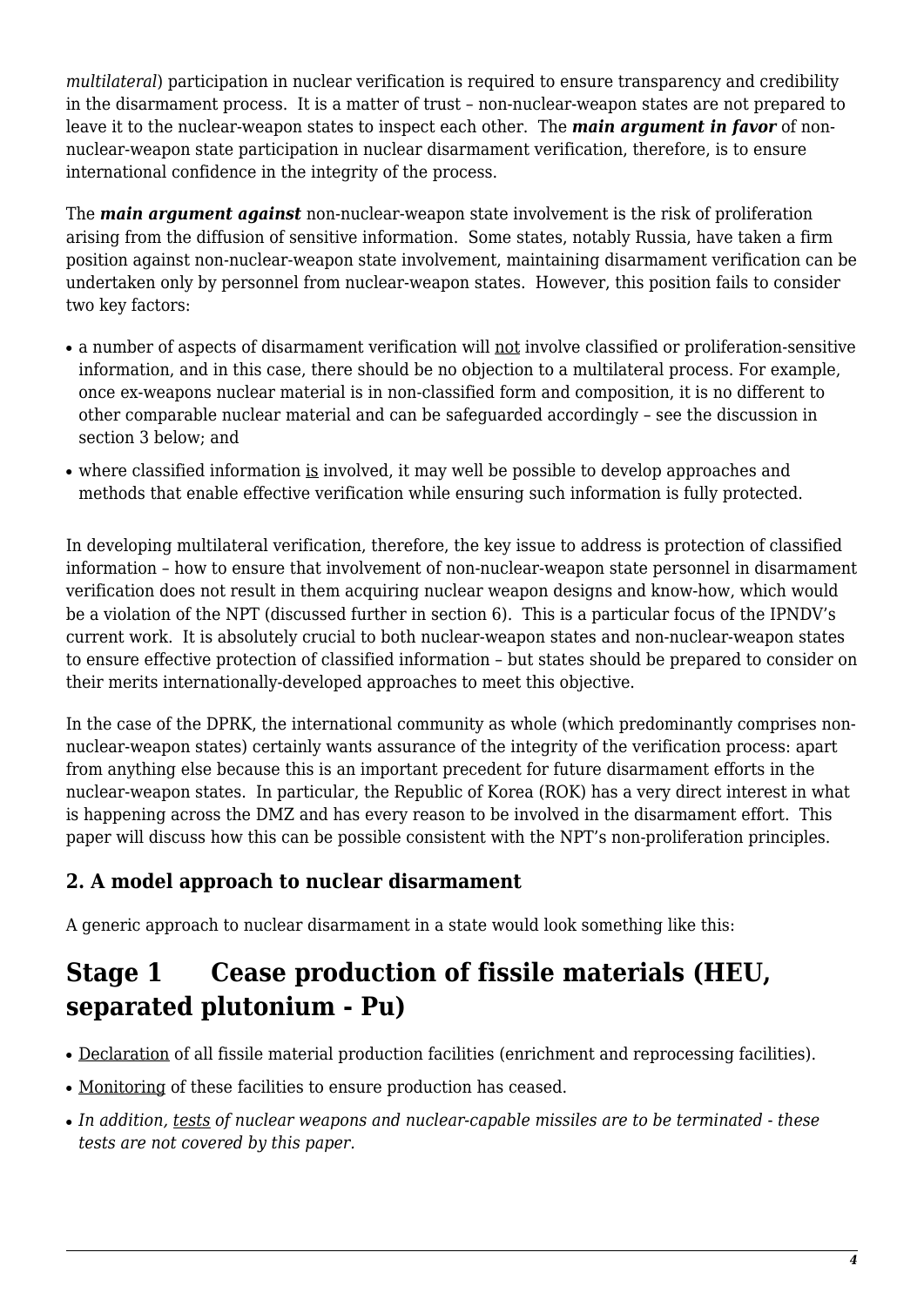*multilateral*) participation in nuclear verification is required to ensure transparency and credibility in the disarmament process. It is a matter of trust – non-nuclear-weapon states are not prepared to leave it to the nuclear-weapon states to inspect each other. The ***main argument in favor*** of non-nuclear-weapon state participation in nuclear disarmament verification, therefore, is to ensure international confidence in the integrity of the process.

The ***main argument against*** non-nuclear-weapon state involvement is the risk of proliferation arising from the diffusion of sensitive information. Some states, notably Russia, have taken a firm position against non-nuclear-weapon state involvement, maintaining disarmament verification can be undertaken only by personnel from nuclear-weapon states. However, this position fails to consider two key factors:

- a number of aspects of disarmament verification will <u>not</u> involve classified or proliferation-sensitive information, and in this case, there should be no objection to a multilateral process. For example, once ex-weapons nuclear material is in non-classified form and composition, it is no different to other comparable nuclear material and can be safeguarded accordingly – see the discussion in section 3 below; and
- where classified information <u>is</u> involved, it may well be possible to develop approaches and methods that enable effective verification while ensuring such information is fully protected.

In developing multilateral verification, therefore, the key issue to address is protection of classified information – how to ensure that involvement of non-nuclear-weapon state personnel in disarmament verification does not result in them acquiring nuclear weapon designs and know-how, which would be a violation of the NPT (discussed further in section 6). This is a particular focus of the IPNDV's current work. It is absolutely crucial to both nuclear-weapon states and non-nuclear-weapon states to ensure effective protection of classified information – but states should be prepared to consider on their merits internationally-developed approaches to meet this objective.

In the case of the DPRK, the international community as whole (which predominantly comprises non-nuclear-weapon states) certainly wants assurance of the integrity of the verification process: apart from anything else because this is an important precedent for future disarmament efforts in the nuclear-weapon states. In particular, the Republic of Korea (ROK) has a very direct interest in what is happening across the DMZ and has every reason to be involved in the disarmament effort. This paper will discuss how this can be possible consistent with the NPT's non-proliferation principles.

### 2. A model approach to nuclear disarmament

A generic approach to nuclear disarmament in a state would look something like this:

## Stage 1 Cease production of fissile materials (HEU, separated plutonium - Pu)

- <u>Declaration</u> of all fissile material production facilities (enrichment and reprocessing facilities).
- <u>Monitoring</u> of these facilities to ensure production has ceased.
- *In addition, <u>tests</u> of nuclear weapons and nuclear-capable missiles are to be terminated - these tests are not covered by this paper.*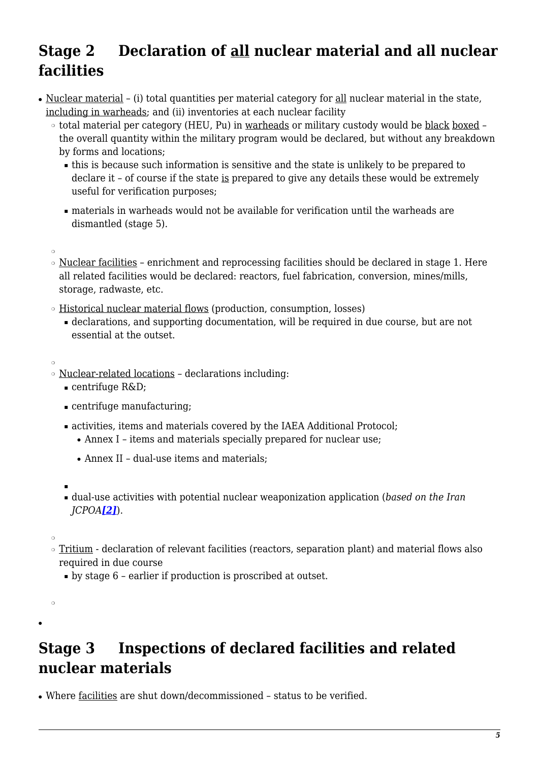## Stage 2 Declaration of all nuclear material and all nuclear facilities

- Nuclear material – (i) total quantities per material category for all nuclear material in the state, including in warheads; and (ii) inventories at each nuclear facility
  - total material per category (HEU, Pu) in warheads or military custody would be black boxed – the overall quantity within the military program would be declared, but without any breakdown by forms and locations;
    - this is because such information is sensitive and the state is unlikely to be prepared to declare it – of course if the state is prepared to give any details these would be extremely useful for verification purposes;
    - materials in warheads would not be available for verification until the warheads are dismantled (stage 5).
  - Nuclear facilities – enrichment and reprocessing facilities should be declared in stage 1. Here all related facilities would be declared: reactors, fuel fabrication, conversion, mines/mills, storage, radwaste, etc.
  - Historical nuclear material flows (production, consumption, losses)
    - declarations, and supporting documentation, will be required in due course, but are not essential at the outset.
  - Nuclear-related locations – declarations including:
    - centrifuge R&D;
    - centrifuge manufacturing;
    - activities, items and materials covered by the IAEA Additional Protocol;
      - Annex I – items and materials specially prepared for nuclear use;
      - Annex II – dual-use items and materials;
    - dual-use activities with potential nuclear weaponization application (*based on the Iran JCPOA*[2]).
  - Tritium - declaration of relevant facilities (reactors, separation plant) and material flows also required in due course
    - by stage 6 – earlier if production is proscribed at outset.

## Stage 3 Inspections of declared facilities and related nuclear materials

- Where facilities are shut down/decommissioned – status to be verified.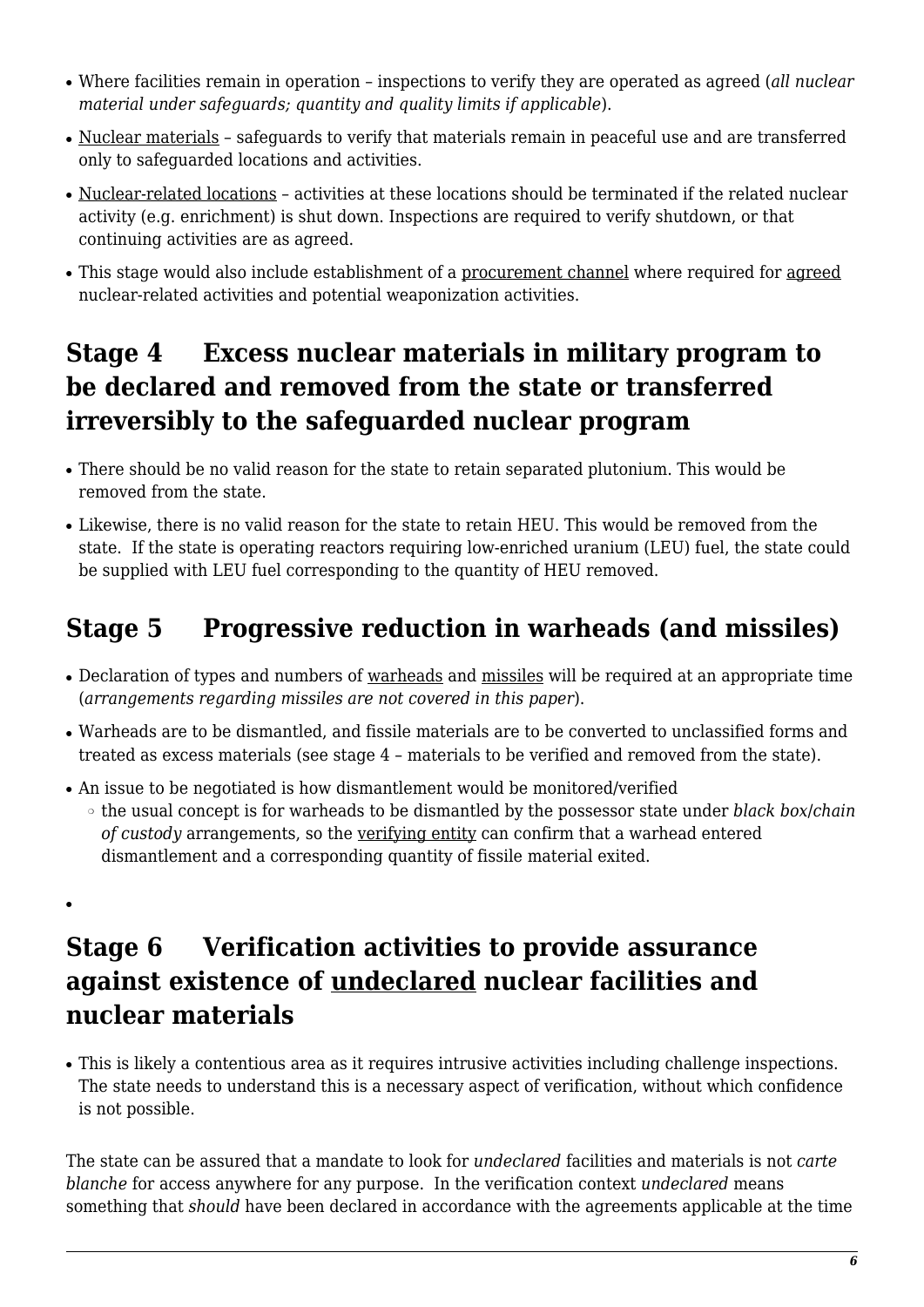- Where facilities remain in operation – inspections to verify they are operated as agreed (*all nuclear material under safeguards; quantity and quality limits if applicable*).
- Nuclear materials – safeguards to verify that materials remain in peaceful use and are transferred only to safeguarded locations and activities.
- Nuclear-related locations – activities at these locations should be terminated if the related nuclear activity (e.g. enrichment) is shut down. Inspections are required to verify shutdown, or that continuing activities are as agreed.
- This stage would also include establishment of a procurement channel where required for agreed nuclear-related activities and potential weaponization activities.

## Stage 4 Excess nuclear materials in military program to be declared and removed from the state or transferred irreversibly to the safeguarded nuclear program

- There should be no valid reason for the state to retain separated plutonium. This would be removed from the state.
- Likewise, there is no valid reason for the state to retain HEU. This would be removed from the state. If the state is operating reactors requiring low-enriched uranium (LEU) fuel, the state could be supplied with LEU fuel corresponding to the quantity of HEU removed.

## Stage 5 Progressive reduction in warheads (and missiles)

- Declaration of types and numbers of warheads and missiles will be required at an appropriate time (*arrangements regarding missiles are not covered in this paper*).
- Warheads are to be dismantled, and fissile materials are to be converted to unclassified forms and treated as excess materials (see stage 4 – materials to be verified and removed from the state).
- An issue to be negotiated is how dismantlement would be monitored/verified
  - the usual concept is for warheads to be dismantled by the possessor state under *black box/chain of custody* arrangements, so the verifying entity can confirm that a warhead entered dismantlement and a corresponding quantity of fissile material exited.

## Stage 6 Verification activities to provide assurance against existence of undeclared nuclear facilities and nuclear materials

- This is likely a contentious area as it requires intrusive activities including challenge inspections. The state needs to understand this is a necessary aspect of verification, without which confidence is not possible.

The state can be assured that a mandate to look for *undeclared* facilities and materials is not *carte blanche* for access anywhere for any purpose. In the verification context *undeclared* means something that *should* have been declared in accordance with the agreements applicable at the time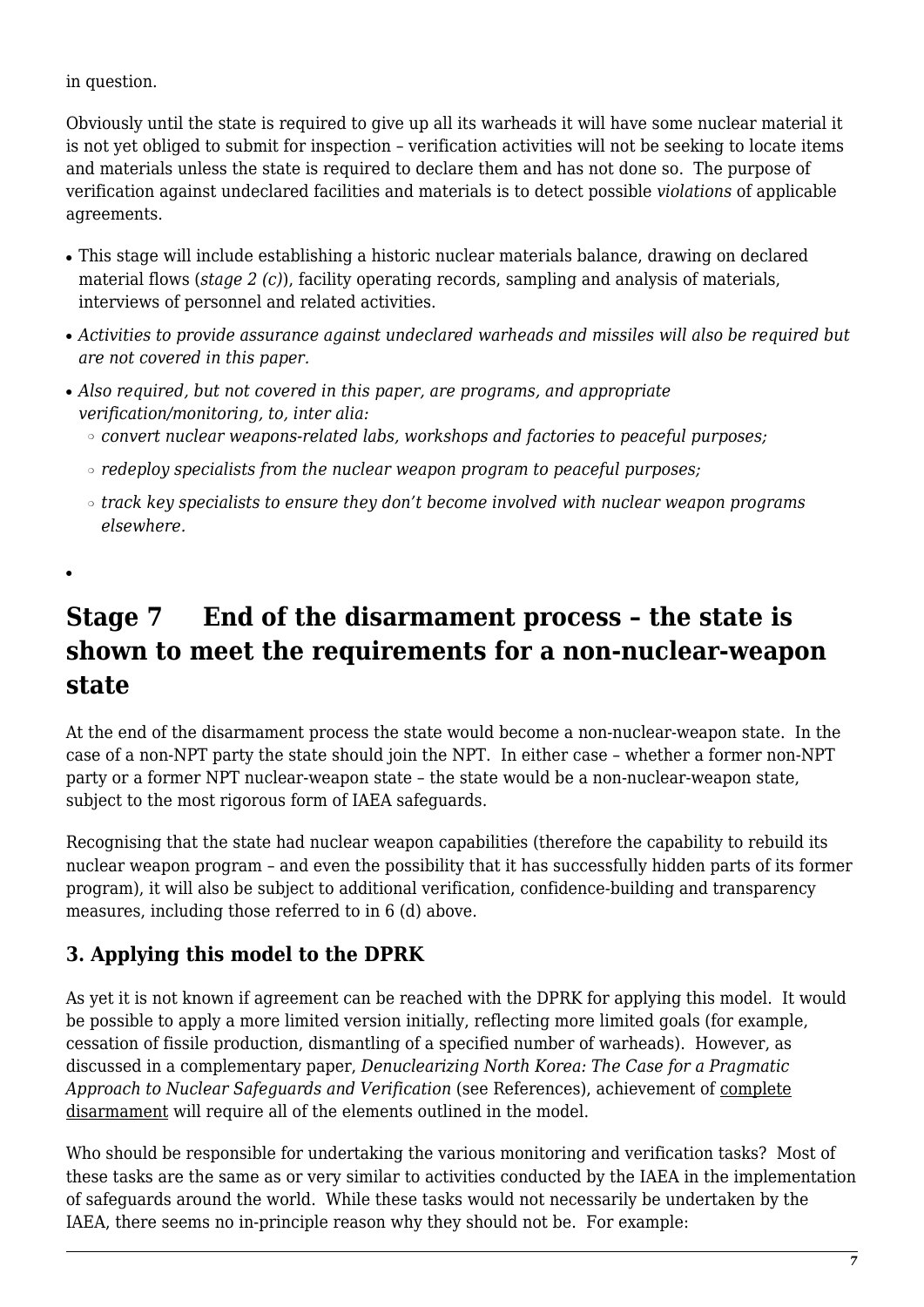in question.

Obviously until the state is required to give up all its warheads it will have some nuclear material it is not yet obliged to submit for inspection – verification activities will not be seeking to locate items and materials unless the state is required to declare them and has not done so. The purpose of verification against undeclared facilities and materials is to detect possible *violations* of applicable agreements.

- This stage will include establishing a historic nuclear materials balance, drawing on declared material flows (*stage 2 (c)*), facility operating records, sampling and analysis of materials, interviews of personnel and related activities.
- *Activities to provide assurance against undeclared warheads and missiles will also be required but are not covered in this paper.*
- *Also required, but not covered in this paper, are programs, and appropriate verification/monitoring, to, inter alia:*
  - *convert nuclear weapons-related labs, workshops and factories to peaceful purposes;*
  - *redeploy specialists from the nuclear weapon program to peaceful purposes;*
  - *track key specialists to ensure they don't become involved with nuclear weapon programs elsewhere.*

## Stage 7 End of the disarmament process – the state is shown to meet the requirements for a non-nuclear-weapon state

At the end of the disarmament process the state would become a non-nuclear-weapon state. In the case of a non-NPT party the state should join the NPT. In either case – whether a former non-NPT party or a former NPT nuclear-weapon state – the state would be a non-nuclear-weapon state, subject to the most rigorous form of IAEA safeguards.

Recognising that the state had nuclear weapon capabilities (therefore the capability to rebuild its nuclear weapon program – and even the possibility that it has successfully hidden parts of its former program), it will also be subject to additional verification, confidence-building and transparency measures, including those referred to in 6 (d) above.

### 3. Applying this model to the DPRK

As yet it is not known if agreement can be reached with the DPRK for applying this model. It would be possible to apply a more limited version initially, reflecting more limited goals (for example, cessation of fissile production, dismantling of a specified number of warheads). However, as discussed in a complementary paper, *Denuclearizing North Korea: The Case for a Pragmatic Approach to Nuclear Safeguards and Verification* (see References), achievement of complete disarmament will require all of the elements outlined in the model.

Who should be responsible for undertaking the various monitoring and verification tasks? Most of these tasks are the same as or very similar to activities conducted by the IAEA in the implementation of safeguards around the world. While these tasks would not necessarily be undertaken by the IAEA, there seems no in-principle reason why they should not be. For example: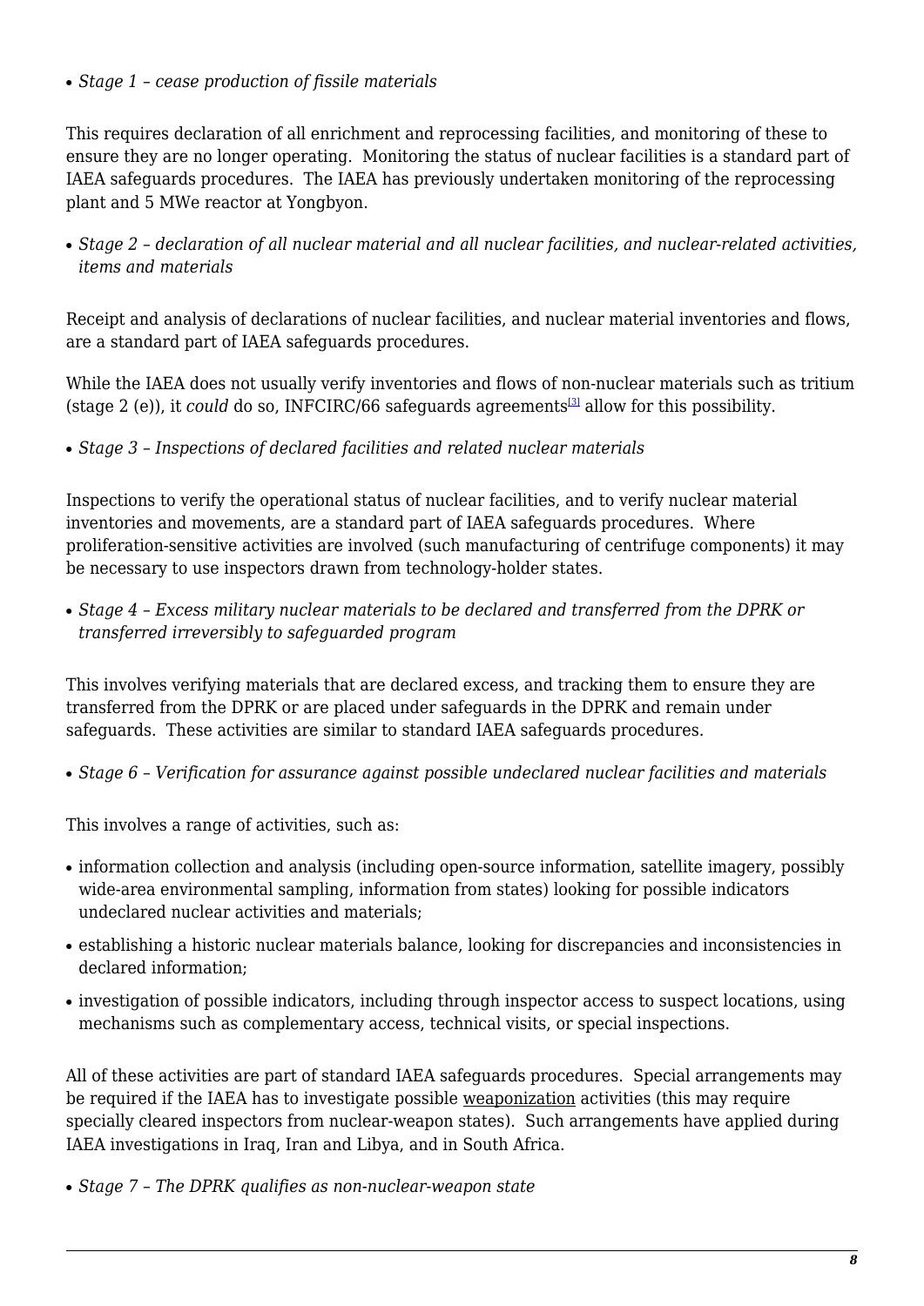- *Stage 1 – cease production of fissile materials*

This requires declaration of all enrichment and reprocessing facilities, and monitoring of these to ensure they are no longer operating. Monitoring the status of nuclear facilities is a standard part of IAEA safeguards procedures. The IAEA has previously undertaken monitoring of the reprocessing plant and 5 MWe reactor at Yongbyon.

- *Stage 2 – declaration of all nuclear material and all nuclear facilities, and nuclear-related activities, items and materials*

Receipt and analysis of declarations of nuclear facilities, and nuclear material inventories and flows, are a standard part of IAEA safeguards procedures.

While the IAEA does not usually verify inventories and flows of non-nuclear materials such as tritium (stage 2 (e)), it *could* do so, INFCIRC/66 safeguards agreements[3] allow for this possibility.

- *Stage 3 – Inspections of declared facilities and related nuclear materials*

Inspections to verify the operational status of nuclear facilities, and to verify nuclear material inventories and movements, are a standard part of IAEA safeguards procedures. Where proliferation-sensitive activities are involved (such manufacturing of centrifuge components) it may be necessary to use inspectors drawn from technology-holder states.

- *Stage 4 – Excess military nuclear materials to be declared and transferred from the DPRK or transferred irreversibly to safeguarded program*

This involves verifying materials that are declared excess, and tracking them to ensure they are transferred from the DPRK or are placed under safeguards in the DPRK and remain under safeguards. These activities are similar to standard IAEA safeguards procedures.

- *Stage 6 – Verification for assurance against possible undeclared nuclear facilities and materials*

This involves a range of activities, such as:

- information collection and analysis (including open-source information, satellite imagery, possibly wide-area environmental sampling, information from states) looking for possible indicators undeclared nuclear activities and materials;
- establishing a historic nuclear materials balance, looking for discrepancies and inconsistencies in declared information;
- investigation of possible indicators, including through inspector access to suspect locations, using mechanisms such as complementary access, technical visits, or special inspections.

All of these activities are part of standard IAEA safeguards procedures. Special arrangements may be required if the IAEA has to investigate possible weaponization activities (this may require specially cleared inspectors from nuclear-weapon states). Such arrangements have applied during IAEA investigations in Iraq, Iran and Libya, and in South Africa.

- *Stage 7 – The DPRK qualifies as non-nuclear-weapon state*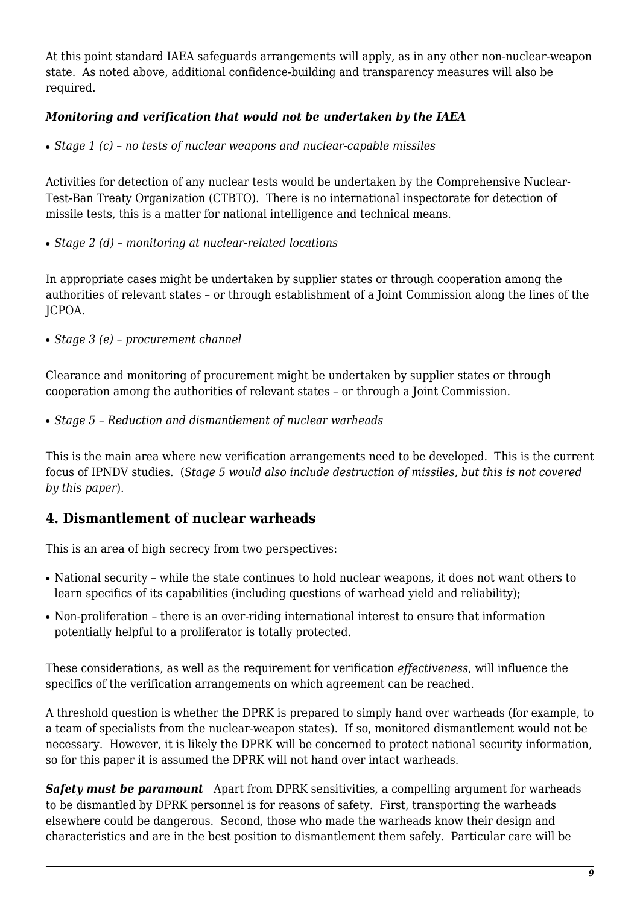At this point standard IAEA safeguards arrangements will apply, as in any other non-nuclear-weapon state. As noted above, additional confidence-building and transparency measures will also be required.

***Monitoring and verification that would not be undertaken by the IAEA***

- *Stage 1 (c) – no tests of nuclear weapons and nuclear-capable missiles*

Activities for detection of any nuclear tests would be undertaken by the Comprehensive Nuclear-Test-Ban Treaty Organization (CTBTO). There is no international inspectorate for detection of missile tests, this is a matter for national intelligence and technical means.

- *Stage 2 (d) – monitoring at nuclear-related locations*

In appropriate cases might be undertaken by supplier states or through cooperation among the authorities of relevant states – or through establishment of a Joint Commission along the lines of the JCPOA.

- *Stage 3 (e) – procurement channel*

Clearance and monitoring of procurement might be undertaken by supplier states or through cooperation among the authorities of relevant states – or through a Joint Commission.

- *Stage 5 – Reduction and dismantlement of nuclear warheads*

This is the main area where new verification arrangements need to be developed. This is the current focus of IPNDV studies. (*Stage 5 would also include destruction of missiles, but this is not covered by this paper*).

## 4. Dismantlement of nuclear warheads

This is an area of high secrecy from two perspectives:

- National security – while the state continues to hold nuclear weapons, it does not want others to learn specifics of its capabilities (including questions of warhead yield and reliability);
- Non-proliferation – there is an over-riding international interest to ensure that information potentially helpful to a proliferator is totally protected.

These considerations, as well as the requirement for verification *effectiveness*, will influence the specifics of the verification arrangements on which agreement can be reached.

A threshold question is whether the DPRK is prepared to simply hand over warheads (for example, to a team of specialists from the nuclear-weapon states). If so, monitored dismantlement would not be necessary. However, it is likely the DPRK will be concerned to protect national security information, so for this paper it is assumed the DPRK will not hand over intact warheads.

***Safety must be paramount*** Apart from DPRK sensitivities, a compelling argument for warheads to be dismantled by DPRK personnel is for reasons of safety. First, transporting the warheads elsewhere could be dangerous. Second, those who made the warheads know their design and characteristics and are in the best position to dismantlement them safely. Particular care will be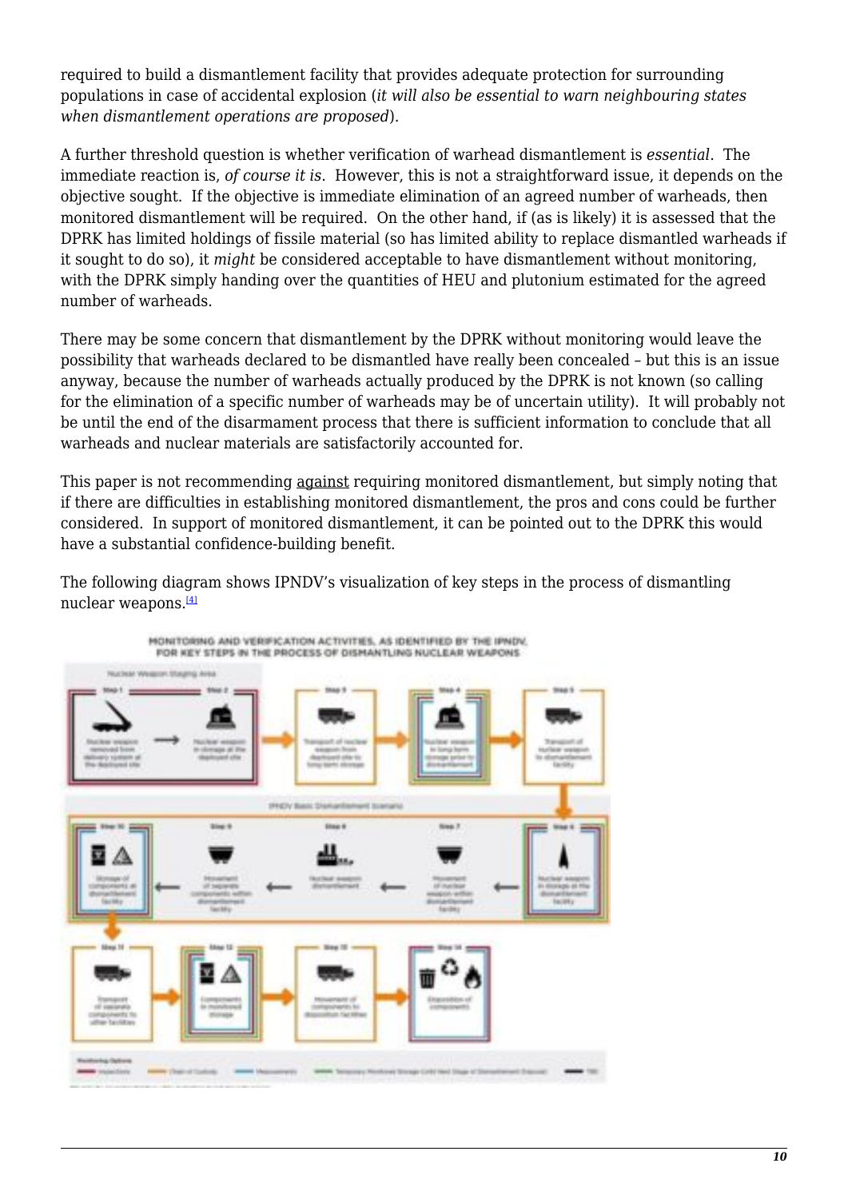required to build a dismantlement facility that provides adequate protection for surrounding populations in case of accidental explosion (*it will also be essential to warn neighbouring states when dismantlement operations are proposed*).

A further threshold question is whether verification of warhead dismantlement is *essential*. The immediate reaction is, *of course it is*. However, this is not a straightforward issue, it depends on the objective sought. If the objective is immediate elimination of an agreed number of warheads, then monitored dismantlement will be required. On the other hand, if (as is likely) it is assessed that the DPRK has limited holdings of fissile material (so has limited ability to replace dismantled warheads if it sought to do so), it *might* be considered acceptable to have dismantlement without monitoring, with the DPRK simply handing over the quantities of HEU and plutonium estimated for the agreed number of warheads.

There may be some concern that dismantlement by the DPRK without monitoring would leave the possibility that warheads declared to be dismantled have really been concealed – but this is an issue anyway, because the number of warheads actually produced by the DPRK is not known (so calling for the elimination of a specific number of warheads may be of uncertain utility). It will probably not be until the end of the disarmament process that there is sufficient information to conclude that all warheads and nuclear materials are satisfactorily accounted for.

This paper is not recommending against requiring monitored dismantlement, but simply noting that if there are difficulties in establishing monitored dismantlement, the pros and cons could be further considered. In support of monitored dismantlement, it can be pointed out to the DPRK this would have a substantial confidence-building benefit.

The following diagram shows IPNDV's visualization of key steps in the process of dismantling nuclear weapons.[4]

MONITORING AND VERIFICATION ACTIVITIES, AS IDENTIFIED BY THE IPNDV, FOR KEY STEPS IN THE PROCESS OF DISMANTLING NUCLEAR WEAPONS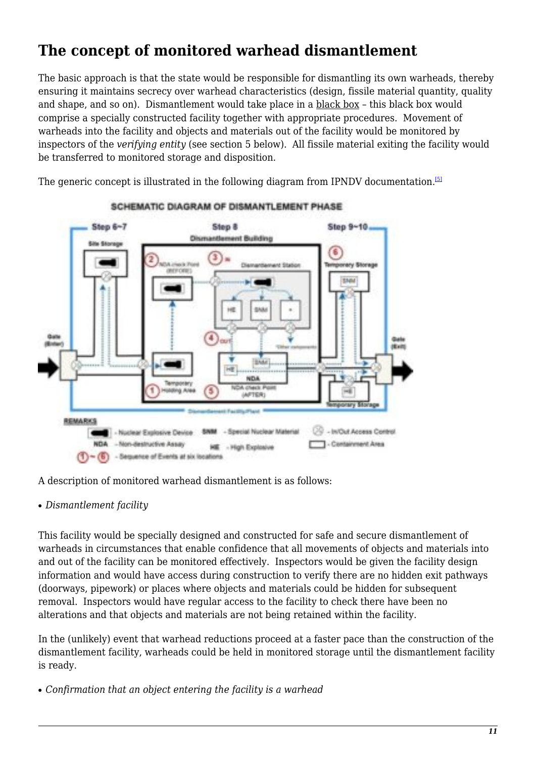# The concept of monitored warhead dismantlement

The basic approach is that the state would be responsible for dismantling its own warheads, thereby ensuring it maintains secrecy over warhead characteristics (design, fissile material quantity, quality and shape, and so on). Dismantlement would take place in a black box – this black box would comprise a specially constructed facility together with appropriate procedures. Movement of warheads into the facility and objects and materials out of the facility would be monitored by inspectors of the *verifying entity* (see section 5 below). All fissile material exiting the facility would be transferred to monitored storage and disposition.

The generic concept is illustrated in the following diagram from IPNDV documentation.[5]

A description of monitored warhead dismantlement is as follows:

- *Dismantlement facility*

This facility would be specially designed and constructed for safe and secure dismantlement of warheads in circumstances that enable confidence that all movements of objects and materials into and out of the facility can be monitored effectively. Inspectors would be given the facility design information and would have access during construction to verify there are no hidden exit pathways (doorways, pipework) or places where objects and materials could be hidden for subsequent removal. Inspectors would have regular access to the facility to check there have been no alterations and that objects and materials are not being retained within the facility.

In the (unlikely) event that warhead reductions proceed at a faster pace than the construction of the dismantlement facility, warheads could be held in monitored storage until the dismantlement facility is ready.

- *Confirmation that an object entering the facility is a warhead*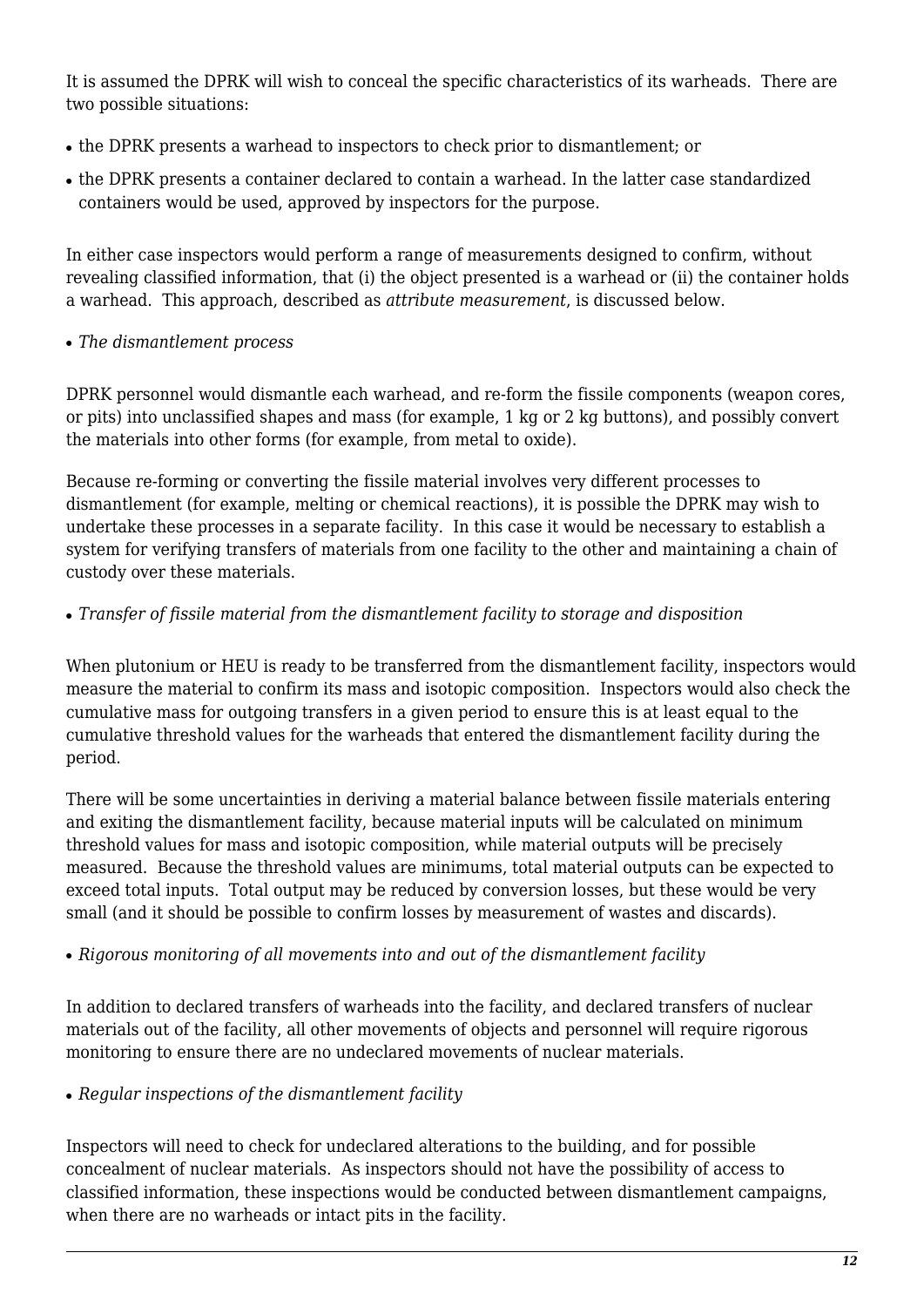It is assumed the DPRK will wish to conceal the specific characteristics of its warheads. There are two possible situations:

- the DPRK presents a warhead to inspectors to check prior to dismantlement; or
- the DPRK presents a container declared to contain a warhead. In the latter case standardized containers would be used, approved by inspectors for the purpose.

In either case inspectors would perform a range of measurements designed to confirm, without revealing classified information, that (i) the object presented is a warhead or (ii) the container holds a warhead. This approach, described as *attribute measurement*, is discussed below.

- *The dismantlement process*

DPRK personnel would dismantle each warhead, and re-form the fissile components (weapon cores, or pits) into unclassified shapes and mass (for example, 1 kg or 2 kg buttons), and possibly convert the materials into other forms (for example, from metal to oxide).

Because re-forming or converting the fissile material involves very different processes to dismantlement (for example, melting or chemical reactions), it is possible the DPRK may wish to undertake these processes in a separate facility. In this case it would be necessary to establish a system for verifying transfers of materials from one facility to the other and maintaining a chain of custody over these materials.

- *Transfer of fissile material from the dismantlement facility to storage and disposition*

When plutonium or HEU is ready to be transferred from the dismantlement facility, inspectors would measure the material to confirm its mass and isotopic composition. Inspectors would also check the cumulative mass for outgoing transfers in a given period to ensure this is at least equal to the cumulative threshold values for the warheads that entered the dismantlement facility during the period.

There will be some uncertainties in deriving a material balance between fissile materials entering and exiting the dismantlement facility, because material inputs will be calculated on minimum threshold values for mass and isotopic composition, while material outputs will be precisely measured. Because the threshold values are minimums, total material outputs can be expected to exceed total inputs. Total output may be reduced by conversion losses, but these would be very small (and it should be possible to confirm losses by measurement of wastes and discards).

- *Rigorous monitoring of all movements into and out of the dismantlement facility*

In addition to declared transfers of warheads into the facility, and declared transfers of nuclear materials out of the facility, all other movements of objects and personnel will require rigorous monitoring to ensure there are no undeclared movements of nuclear materials.

- *Regular inspections of the dismantlement facility*

Inspectors will need to check for undeclared alterations to the building, and for possible concealment of nuclear materials. As inspectors should not have the possibility of access to classified information, these inspections would be conducted between dismantlement campaigns, when there are no warheads or intact pits in the facility.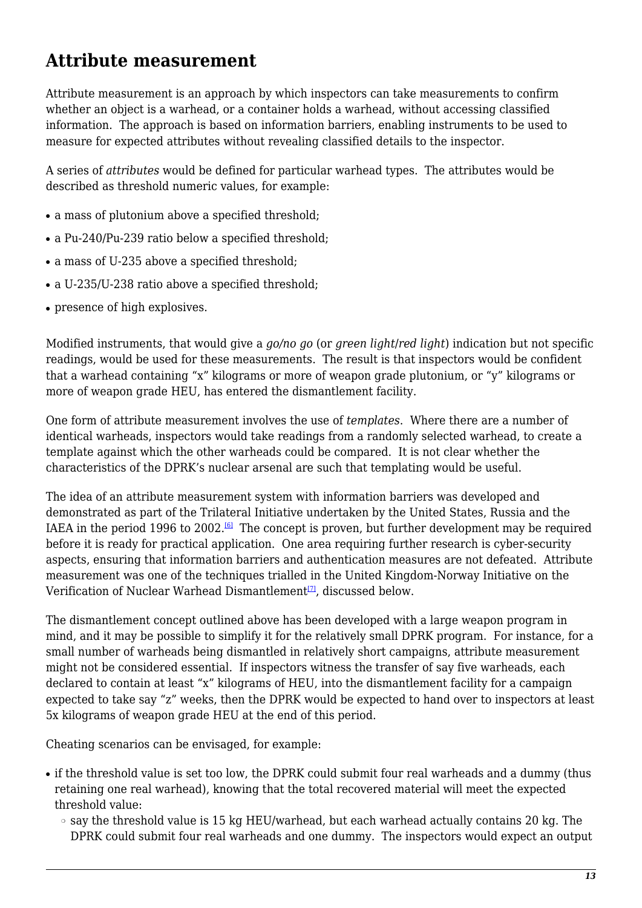## Attribute measurement

Attribute measurement is an approach by which inspectors can take measurements to confirm whether an object is a warhead, or a container holds a warhead, without accessing classified information. The approach is based on information barriers, enabling instruments to be used to measure for expected attributes without revealing classified details to the inspector.

A series of *attributes* would be defined for particular warhead types. The attributes would be described as threshold numeric values, for example:

- a mass of plutonium above a specified threshold;
- a Pu-240/Pu-239 ratio below a specified threshold;
- a mass of U-235 above a specified threshold;
- a U-235/U-238 ratio above a specified threshold;
- presence of high explosives.

Modified instruments, that would give a *go/no go* (or *green light/red light*) indication but not specific readings, would be used for these measurements. The result is that inspectors would be confident that a warhead containing "x" kilograms or more of weapon grade plutonium, or "y" kilograms or more of weapon grade HEU, has entered the dismantlement facility.

One form of attribute measurement involves the use of *templates*. Where there are a number of identical warheads, inspectors would take readings from a randomly selected warhead, to create a template against which the other warheads could be compared. It is not clear whether the characteristics of the DPRK's nuclear arsenal are such that templating would be useful.

The idea of an attribute measurement system with information barriers was developed and demonstrated as part of the Trilateral Initiative undertaken by the United States, Russia and the IAEA in the period 1996 to 2002.[6] The concept is proven, but further development may be required before it is ready for practical application. One area requiring further research is cyber-security aspects, ensuring that information barriers and authentication measures are not defeated. Attribute measurement was one of the techniques trialled in the United Kingdom-Norway Initiative on the Verification of Nuclear Warhead Dismantlement[7], discussed below.

The dismantlement concept outlined above has been developed with a large weapon program in mind, and it may be possible to simplify it for the relatively small DPRK program. For instance, for a small number of warheads being dismantled in relatively short campaigns, attribute measurement might not be considered essential. If inspectors witness the transfer of say five warheads, each declared to contain at least "x" kilograms of HEU, into the dismantlement facility for a campaign expected to take say "z" weeks, then the DPRK would be expected to hand over to inspectors at least 5x kilograms of weapon grade HEU at the end of this period.

Cheating scenarios can be envisaged, for example:

- if the threshold value is set too low, the DPRK could submit four real warheads and a dummy (thus retaining one real warhead), knowing that the total recovered material will meet the expected threshold value:
  - say the threshold value is 15 kg HEU/warhead, but each warhead actually contains 20 kg. The DPRK could submit four real warheads and one dummy. The inspectors would expect an output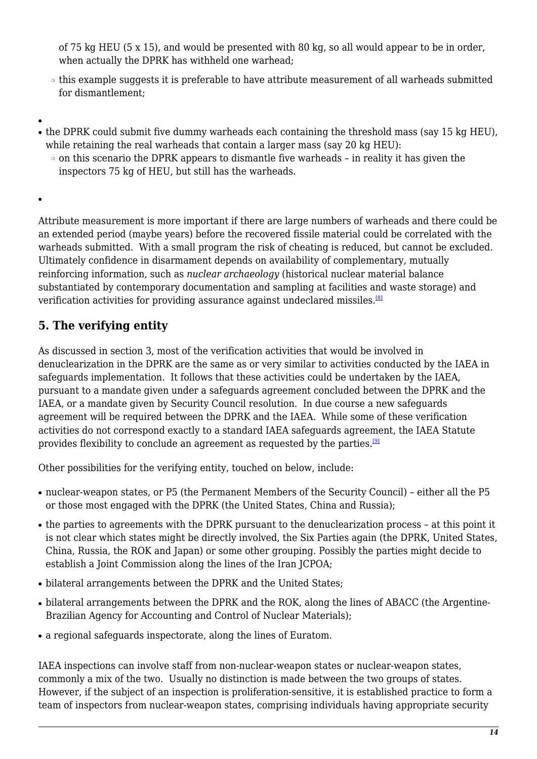of 75 kg HEU (5 x 15), and would be presented with 80 kg, so all would appear to be in order, when actually the DPRK has withheld one warhead;

  - this example suggests it is preferable to have attribute measurement of all warheads submitted for dismantlement;

- the DPRK could submit five dummy warheads each containing the threshold mass (say 15 kg HEU), while retaining the real warheads that contain a larger mass (say 20 kg HEU):
  - on this scenario the DPRK appears to dismantle five warheads – in reality it has given the inspectors 75 kg of HEU, but still has the warheads.

Attribute measurement is more important if there are large numbers of warheads and there could be an extended period (maybe years) before the recovered fissile material could be correlated with the warheads submitted. With a small program the risk of cheating is reduced, but cannot be excluded. Ultimately confidence in disarmament depends on availability of complementary, mutually reinforcing information, such as *nuclear archaeology* (historical nuclear material balance substantiated by contemporary documentation and sampling at facilities and waste storage) and verification activities for providing assurance against undeclared missiles.[8]

## 5. The verifying entity

As discussed in section 3, most of the verification activities that would be involved in denuclearization in the DPRK are the same as or very similar to activities conducted by the IAEA in safeguards implementation. It follows that these activities could be undertaken by the IAEA, pursuant to a mandate given under a safeguards agreement concluded between the DPRK and the IAEA, or a mandate given by Security Council resolution. In due course a new safeguards agreement will be required between the DPRK and the IAEA. While some of these verification activities do not correspond exactly to a standard IAEA safeguards agreement, the IAEA Statute provides flexibility to conclude an agreement as requested by the parties.[9]

Other possibilities for the verifying entity, touched on below, include:

- nuclear-weapon states, or P5 (the Permanent Members of the Security Council) – either all the P5 or those most engaged with the DPRK (the United States, China and Russia);
- the parties to agreements with the DPRK pursuant to the denuclearization process – at this point it is not clear which states might be directly involved, the Six Parties again (the DPRK, United States, China, Russia, the ROK and Japan) or some other grouping. Possibly the parties might decide to establish a Joint Commission along the lines of the Iran JCPOA;
- bilateral arrangements between the DPRK and the United States;
- bilateral arrangements between the DPRK and the ROK, along the lines of ABACC (the Argentine-Brazilian Agency for Accounting and Control of Nuclear Materials);
- a regional safeguards inspectorate, along the lines of Euratom.

IAEA inspections can involve staff from non-nuclear-weapon states or nuclear-weapon states, commonly a mix of the two. Usually no distinction is made between the two groups of states. However, if the subject of an inspection is proliferation-sensitive, it is established practice to form a team of inspectors from nuclear-weapon states, comprising individuals having appropriate security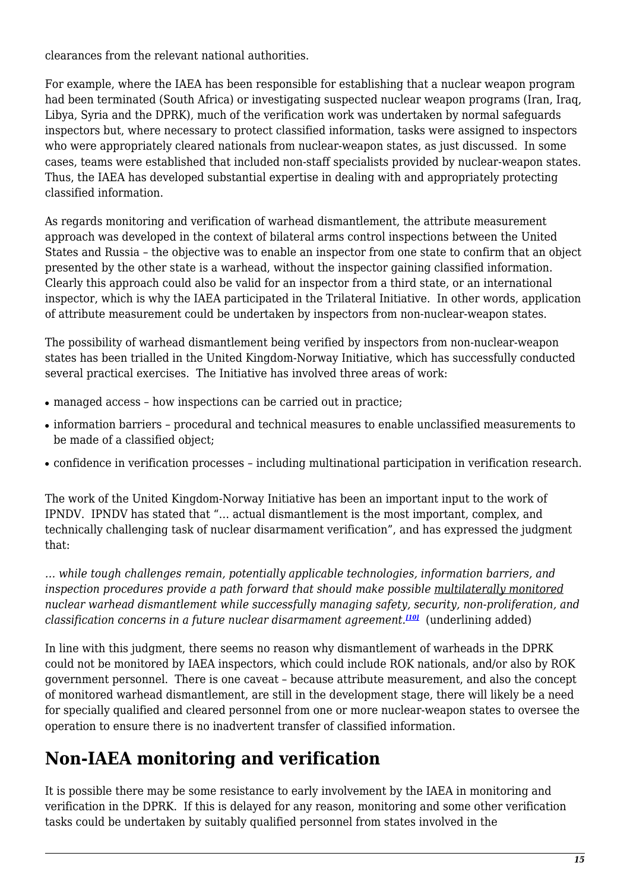clearances from the relevant national authorities.

For example, where the IAEA has been responsible for establishing that a nuclear weapon program had been terminated (South Africa) or investigating suspected nuclear weapon programs (Iran, Iraq, Libya, Syria and the DPRK), much of the verification work was undertaken by normal safeguards inspectors but, where necessary to protect classified information, tasks were assigned to inspectors who were appropriately cleared nationals from nuclear-weapon states, as just discussed. In some cases, teams were established that included non-staff specialists provided by nuclear-weapon states. Thus, the IAEA has developed substantial expertise in dealing with and appropriately protecting classified information.

As regards monitoring and verification of warhead dismantlement, the attribute measurement approach was developed in the context of bilateral arms control inspections between the United States and Russia – the objective was to enable an inspector from one state to confirm that an object presented by the other state is a warhead, without the inspector gaining classified information. Clearly this approach could also be valid for an inspector from a third state, or an international inspector, which is why the IAEA participated in the Trilateral Initiative. In other words, application of attribute measurement could be undertaken by inspectors from non-nuclear-weapon states.

The possibility of warhead dismantlement being verified by inspectors from non-nuclear-weapon states has been trialled in the United Kingdom-Norway Initiative, which has successfully conducted several practical exercises. The Initiative has involved three areas of work:

- managed access – how inspections can be carried out in practice;
- information barriers – procedural and technical measures to enable unclassified measurements to be made of a classified object;
- confidence in verification processes – including multinational participation in verification research.

The work of the United Kingdom-Norway Initiative has been an important input to the work of IPNDV. IPNDV has stated that "… actual dismantlement is the most important, complex, and technically challenging task of nuclear disarmament verification", and has expressed the judgment that:

*… while tough challenges remain, potentially applicable technologies, information barriers, and inspection procedures provide a path forward that should make possible multilaterally monitored nuclear warhead dismantlement while successfully managing safety, security, non-proliferation, and classification concerns in a future nuclear disarmament agreement.*[10] (underlining added)

In line with this judgment, there seems no reason why dismantlement of warheads in the DPRK could not be monitored by IAEA inspectors, which could include ROK nationals, and/or also by ROK government personnel. There is one caveat – because attribute measurement, and also the concept of monitored warhead dismantlement, are still in the development stage, there will likely be a need for specially qualified and cleared personnel from one or more nuclear-weapon states to oversee the operation to ensure there is no inadvertent transfer of classified information.

## Non-IAEA monitoring and verification

It is possible there may be some resistance to early involvement by the IAEA in monitoring and verification in the DPRK. If this is delayed for any reason, monitoring and some other verification tasks could be undertaken by suitably qualified personnel from states involved in the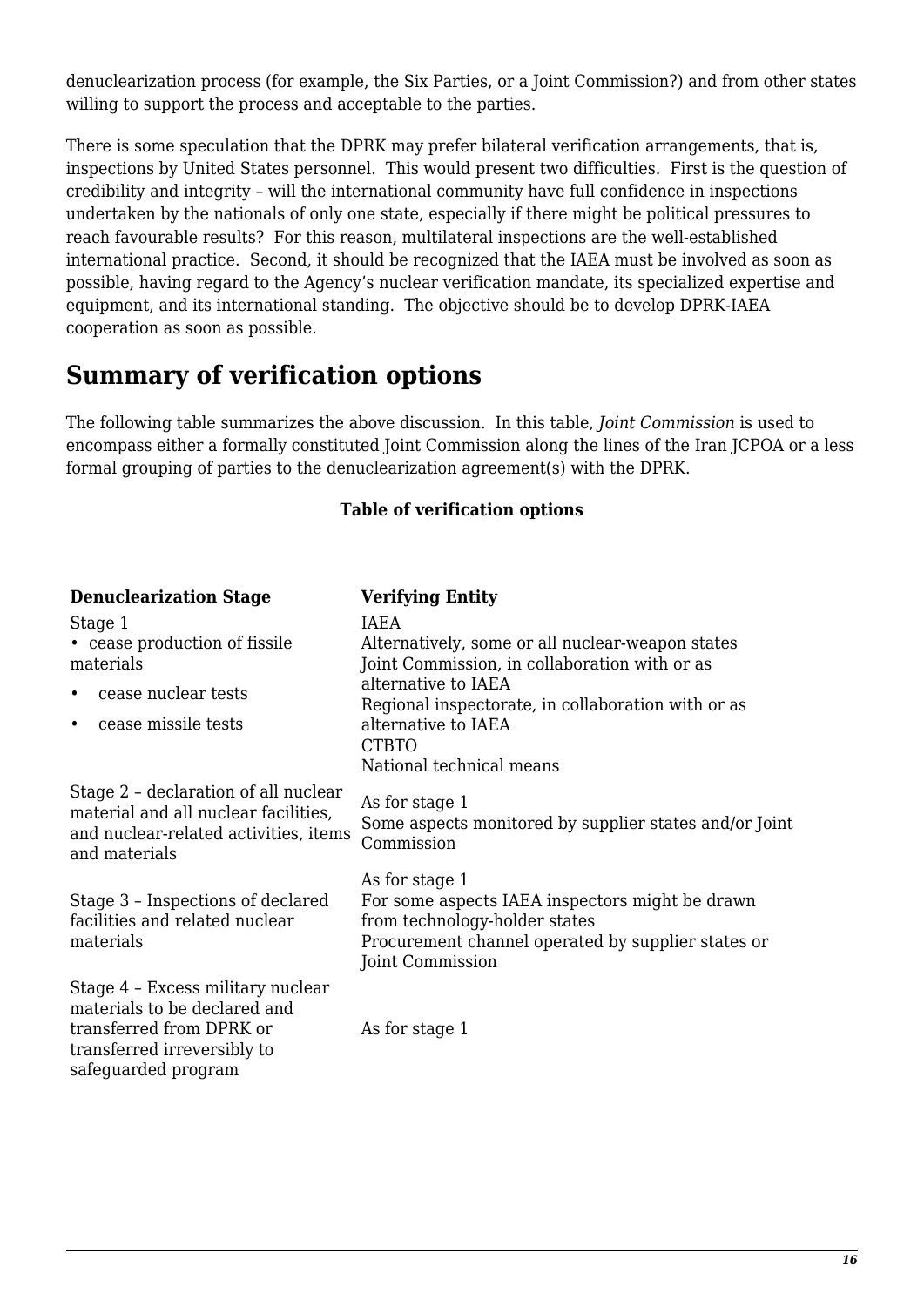denuclearization process (for example, the Six Parties, or a Joint Commission?) and from other states willing to support the process and acceptable to the parties.

There is some speculation that the DPRK may prefer bilateral verification arrangements, that is, inspections by United States personnel. This would present two difficulties. First is the question of credibility and integrity – will the international community have full confidence in inspections undertaken by the nationals of only one state, especially if there might be political pressures to reach favourable results? For this reason, multilateral inspections are the well-established international practice. Second, it should be recognized that the IAEA must be involved as soon as possible, having regard to the Agency's nuclear verification mandate, its specialized expertise and equipment, and its international standing. The objective should be to develop DPRK-IAEA cooperation as soon as possible.

## Summary of verification options

The following table summarizes the above discussion. In this table, *Joint Commission* is used to encompass either a formally constituted Joint Commission along the lines of the Iran JCPOA or a less formal grouping of parties to the denuclearization agreement(s) with the DPRK.

**Table of verification options**

| Denuclearization Stage | Verifying Entity |
|---|---|
| Stage 1<br>• cease production of fissile materials<br>• cease nuclear tests<br>• cease missile tests | IAEA<br>Alternatively, some or all nuclear-weapon states<br>Joint Commission, in collaboration with or as alternative to IAEA<br>Regional inspectorate, in collaboration with or as alternative to IAEA<br>CTBTO<br>National technical means |
| Stage 2 – declaration of all nuclear material and all nuclear facilities, and nuclear-related activities, items and materials | As for stage 1<br>Some aspects monitored by supplier states and/or Joint Commission |
| Stage 3 – Inspections of declared facilities and related nuclear materials | As for stage 1<br>For some aspects IAEA inspectors might be drawn from technology-holder states<br>Procurement channel operated by supplier states or Joint Commission |
| Stage 4 – Excess military nuclear materials to be declared and transferred from DPRK or transferred irreversibly to safeguarded program | As for stage 1 |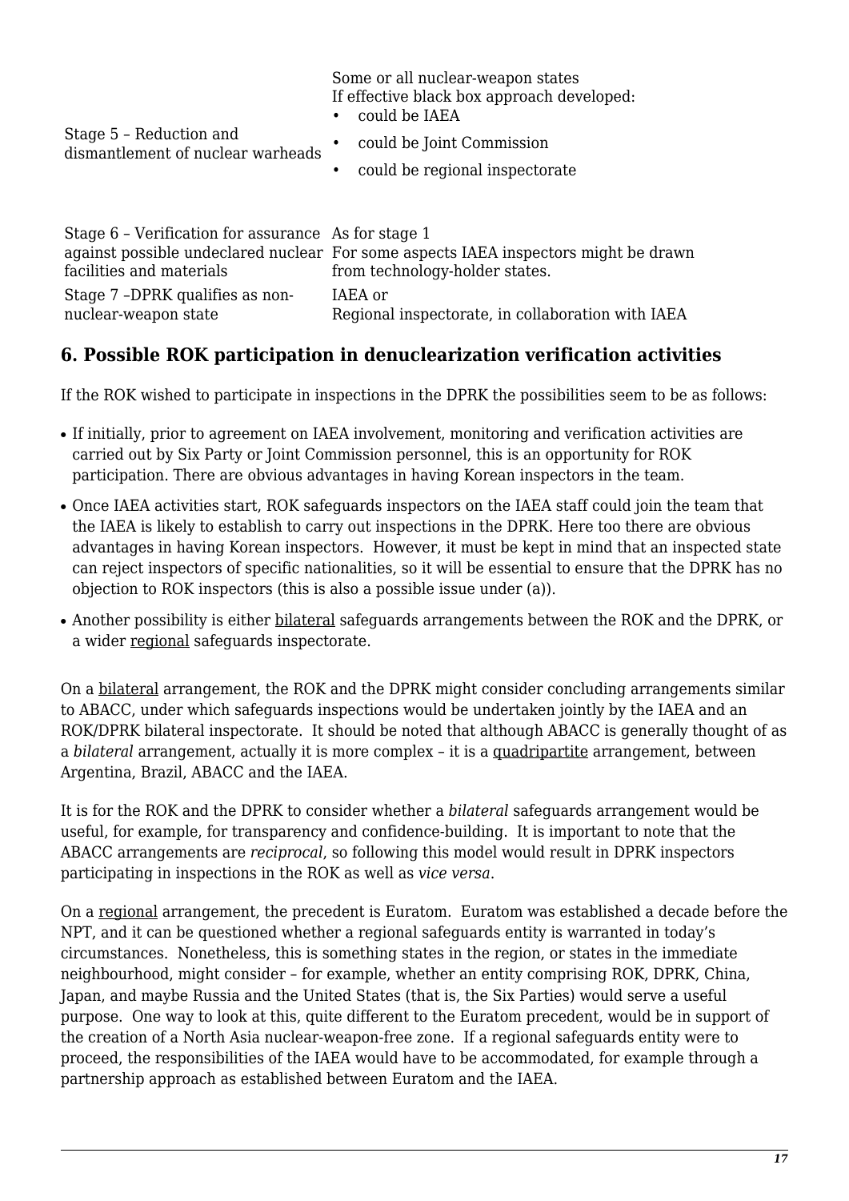| | |
|---|---|
| Stage 5 – Reduction and dismantlement of nuclear warheads | Some or all nuclear-weapon states<br>If effective black box approach developed:<br>• could be IAEA<br>• could be Joint Commission<br>• could be regional inspectorate |
| Stage 6 – Verification for assurance against possible undeclared nuclear facilities and materials | As for stage 1<br>For some aspects IAEA inspectors might be drawn from technology-holder states. |
| Stage 7 –DPRK qualifies as non-nuclear-weapon state | IAEA or<br>Regional inspectorate, in collaboration with IAEA |

## 6. Possible ROK participation in denuclearization verification activities

If the ROK wished to participate in inspections in the DPRK the possibilities seem to be as follows:

- If initially, prior to agreement on IAEA involvement, monitoring and verification activities are carried out by Six Party or Joint Commission personnel, this is an opportunity for ROK participation. There are obvious advantages in having Korean inspectors in the team.
- Once IAEA activities start, ROK safeguards inspectors on the IAEA staff could join the team that the IAEA is likely to establish to carry out inspections in the DPRK. Here too there are obvious advantages in having Korean inspectors. However, it must be kept in mind that an inspected state can reject inspectors of specific nationalities, so it will be essential to ensure that the DPRK has no objection to ROK inspectors (this is also a possible issue under (a)).
- Another possibility is either bilateral safeguards arrangements between the ROK and the DPRK, or a wider regional safeguards inspectorate.

On a bilateral arrangement, the ROK and the DPRK might consider concluding arrangements similar to ABACC, under which safeguards inspections would be undertaken jointly by the IAEA and an ROK/DPRK bilateral inspectorate. It should be noted that although ABACC is generally thought of as a *bilateral* arrangement, actually it is more complex – it is a quadripartite arrangement, between Argentina, Brazil, ABACC and the IAEA.

It is for the ROK and the DPRK to consider whether a *bilateral* safeguards arrangement would be useful, for example, for transparency and confidence-building. It is important to note that the ABACC arrangements are *reciprocal*, so following this model would result in DPRK inspectors participating in inspections in the ROK as well as *vice versa*.

On a regional arrangement, the precedent is Euratom. Euratom was established a decade before the NPT, and it can be questioned whether a regional safeguards entity is warranted in today's circumstances. Nonetheless, this is something states in the region, or states in the immediate neighbourhood, might consider – for example, whether an entity comprising ROK, DPRK, China, Japan, and maybe Russia and the United States (that is, the Six Parties) would serve a useful purpose. One way to look at this, quite different to the Euratom precedent, would be in support of the creation of a North Asia nuclear-weapon-free zone. If a regional safeguards entity were to proceed, the responsibilities of the IAEA would have to be accommodated, for example through a partnership approach as established between Euratom and the IAEA.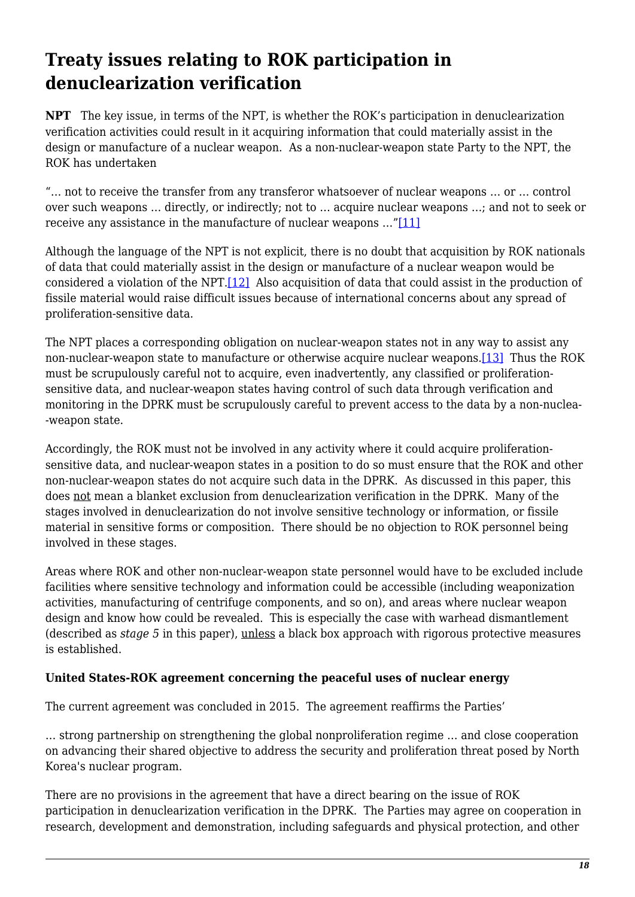## Treaty issues relating to ROK participation in denuclearization verification

**NPT** The key issue, in terms of the NPT, is whether the ROK's participation in denuclearization verification activities could result in it acquiring information that could materially assist in the design or manufacture of a nuclear weapon. As a non-nuclear-weapon state Party to the NPT, the ROK has undertaken

"… not to receive the transfer from any transferor whatsoever of nuclear weapons … or … control over such weapons … directly, or indirectly; not to … acquire nuclear weapons …; and not to seek or receive any assistance in the manufacture of nuclear weapons …"[11]

Although the language of the NPT is not explicit, there is no doubt that acquisition by ROK nationals of data that could materially assist in the design or manufacture of a nuclear weapon would be considered a violation of the NPT.[12] Also acquisition of data that could assist in the production of fissile material would raise difficult issues because of international concerns about any spread of proliferation-sensitive data.

The NPT places a corresponding obligation on nuclear-weapon states not in any way to assist any non-nuclear-weapon state to manufacture or otherwise acquire nuclear weapons.[13] Thus the ROK must be scrupulously careful not to acquire, even inadvertently, any classified or proliferation-sensitive data, and nuclear-weapon states having control of such data through verification and monitoring in the DPRK must be scrupulously careful to prevent access to the data by a non-nuclea--weapon state.

Accordingly, the ROK must not be involved in any activity where it could acquire proliferation-sensitive data, and nuclear-weapon states in a position to do so must ensure that the ROK and other non-nuclear-weapon states do not acquire such data in the DPRK. As discussed in this paper, this does <u>not</u> mean a blanket exclusion from denuclearization verification in the DPRK. Many of the stages involved in denuclearization do not involve sensitive technology or information, or fissile material in sensitive forms or composition. There should be no objection to ROK personnel being involved in these stages.

Areas where ROK and other non-nuclear-weapon state personnel would have to be excluded include facilities where sensitive technology and information could be accessible (including weaponization activities, manufacturing of centrifuge components, and so on), and areas where nuclear weapon design and know how could be revealed. This is especially the case with warhead dismantlement (described as *stage 5* in this paper), <u>unless</u> a black box approach with rigorous protective measures is established.

### United States-ROK agreement concerning the peaceful uses of nuclear energy

The current agreement was concluded in 2015. The agreement reaffirms the Parties'

… strong partnership on strengthening the global nonproliferation regime … and close cooperation on advancing their shared objective to address the security and proliferation threat posed by North Korea's nuclear program.

There are no provisions in the agreement that have a direct bearing on the issue of ROK participation in denuclearization verification in the DPRK. The Parties may agree on cooperation in research, development and demonstration, including safeguards and physical protection, and other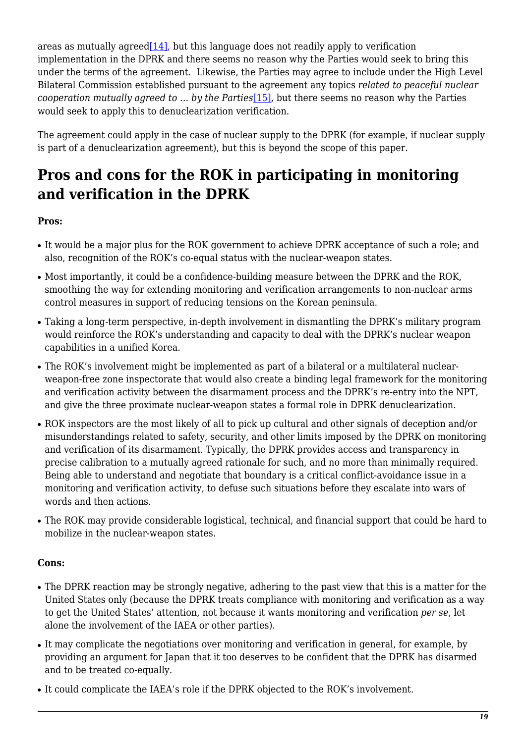areas as mutually agreed[14], but this language does not readily apply to verification implementation in the DPRK and there seems no reason why the Parties would seek to bring this under the terms of the agreement. Likewise, the Parties may agree to include under the High Level Bilateral Commission established pursuant to the agreement any topics *related to peaceful nuclear cooperation mutually agreed to … by the Parties*[15], but there seems no reason why the Parties would seek to apply this to denuclearization verification.

The agreement could apply in the case of nuclear supply to the DPRK (for example, if nuclear supply is part of a denuclearization agreement), but this is beyond the scope of this paper.

## Pros and cons for the ROK in participating in monitoring and verification in the DPRK

**Pros:**

- It would be a major plus for the ROK government to achieve DPRK acceptance of such a role; and also, recognition of the ROK's co-equal status with the nuclear-weapon states.
- Most importantly, it could be a confidence-building measure between the DPRK and the ROK, smoothing the way for extending monitoring and verification arrangements to non-nuclear arms control measures in support of reducing tensions on the Korean peninsula.
- Taking a long-term perspective, in-depth involvement in dismantling the DPRK's military program would reinforce the ROK's understanding and capacity to deal with the DPRK's nuclear weapon capabilities in a unified Korea.
- The ROK's involvement might be implemented as part of a bilateral or a multilateral nuclear-weapon-free zone inspectorate that would also create a binding legal framework for the monitoring and verification activity between the disarmament process and the DPRK's re-entry into the NPT, and give the three proximate nuclear-weapon states a formal role in DPRK denuclearization.
- ROK inspectors are the most likely of all to pick up cultural and other signals of deception and/or misunderstandings related to safety, security, and other limits imposed by the DPRK on monitoring and verification of its disarmament. Typically, the DPRK provides access and transparency in precise calibration to a mutually agreed rationale for such, and no more than minimally required. Being able to understand and negotiate that boundary is a critical conflict-avoidance issue in a monitoring and verification activity, to defuse such situations before they escalate into wars of words and then actions.
- The ROK may provide considerable logistical, technical, and financial support that could be hard to mobilize in the nuclear-weapon states.

**Cons:**

- The DPRK reaction may be strongly negative, adhering to the past view that this is a matter for the United States only (because the DPRK treats compliance with monitoring and verification as a way to get the United States' attention, not because it wants monitoring and verification *per se*, let alone the involvement of the IAEA or other parties).
- It may complicate the negotiations over monitoring and verification in general, for example, by providing an argument for Japan that it too deserves to be confident that the DPRK has disarmed and to be treated co-equally.
- It could complicate the IAEA's role if the DPRK objected to the ROK's involvement.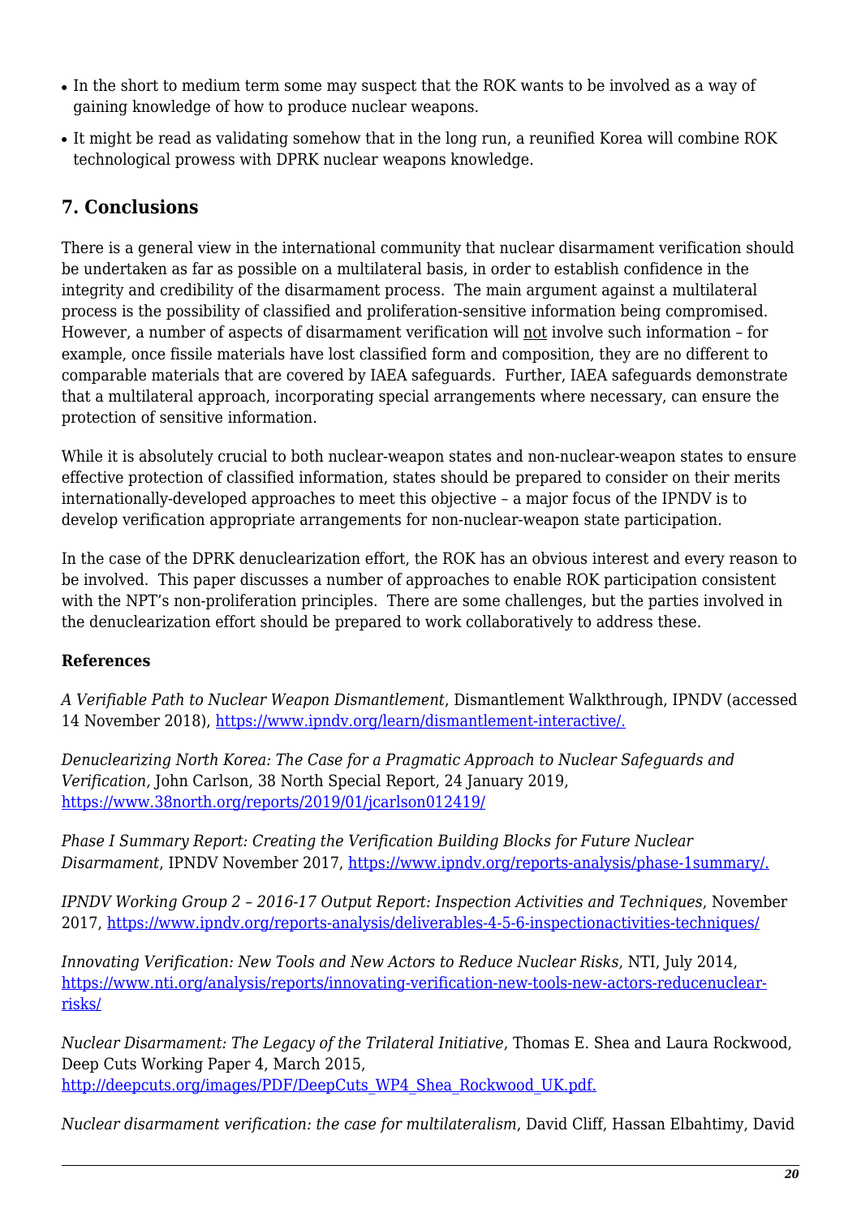- In the short to medium term some may suspect that the ROK wants to be involved as a way of gaining knowledge of how to produce nuclear weapons.
- It might be read as validating somehow that in the long run, a reunified Korea will combine ROK technological prowess with DPRK nuclear weapons knowledge.

## 7. Conclusions

There is a general view in the international community that nuclear disarmament verification should be undertaken as far as possible on a multilateral basis, in order to establish confidence in the integrity and credibility of the disarmament process. The main argument against a multilateral process is the possibility of classified and proliferation-sensitive information being compromised. However, a number of aspects of disarmament verification will not involve such information – for example, once fissile materials have lost classified form and composition, they are no different to comparable materials that are covered by IAEA safeguards. Further, IAEA safeguards demonstrate that a multilateral approach, incorporating special arrangements where necessary, can ensure the protection of sensitive information.

While it is absolutely crucial to both nuclear-weapon states and non-nuclear-weapon states to ensure effective protection of classified information, states should be prepared to consider on their merits internationally-developed approaches to meet this objective – a major focus of the IPNDV is to develop verification appropriate arrangements for non-nuclear-weapon state participation.

In the case of the DPRK denuclearization effort, the ROK has an obvious interest and every reason to be involved. This paper discusses a number of approaches to enable ROK participation consistent with the NPT's non-proliferation principles. There are some challenges, but the parties involved in the denuclearization effort should be prepared to work collaboratively to address these.

### References

*A Verifiable Path to Nuclear Weapon Dismantlement*, Dismantlement Walkthrough, IPNDV (accessed 14 November 2018), https://www.ipndv.org/learn/dismantlement-interactive/.

*Denuclearizing North Korea: The Case for a Pragmatic Approach to Nuclear Safeguards and Verification*, John Carlson, 38 North Special Report, 24 January 2019, https://www.38north.org/reports/2019/01/jcarlson012419/

*Phase I Summary Report: Creating the Verification Building Blocks for Future Nuclear Disarmament*, IPNDV November 2017, https://www.ipndv.org/reports-analysis/phase-1summary/.

*IPNDV Working Group 2 – 2016-17 Output Report: Inspection Activities and Techniques*, November 2017, https://www.ipndv.org/reports-analysis/deliverables-4-5-6-inspectionactivities-techniques/

*Innovating Verification: New Tools and New Actors to Reduce Nuclear Risks*, NTI, July 2014, https://www.nti.org/analysis/reports/innovating-verification-new-tools-new-actors-reducenuclear-risks/

*Nuclear Disarmament: The Legacy of the Trilateral Initiative*, Thomas E. Shea and Laura Rockwood, Deep Cuts Working Paper 4, March 2015, http://deepcuts.org/images/PDF/DeepCuts_WP4_Shea_Rockwood_UK.pdf.

*Nuclear disarmament verification: the case for multilateralism*, David Cliff, Hassan Elbahtimy, David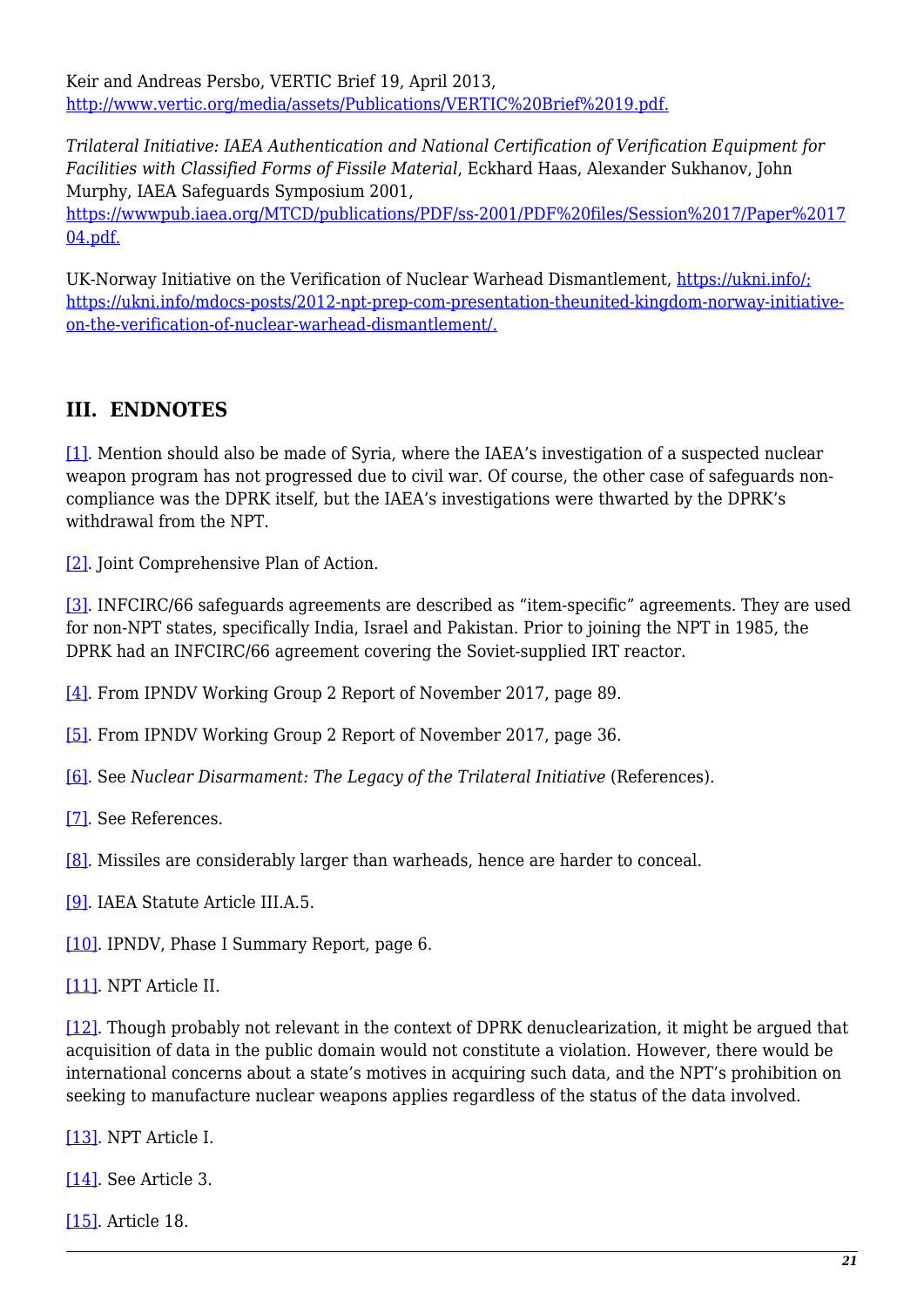Keir and Andreas Persbo, VERTIC Brief 19, April 2013, http://www.vertic.org/media/assets/Publications/VERTIC%20Brief%2019.pdf.

*Trilateral Initiative: IAEA Authentication and National Certification of Verification Equipment for Facilities with Classified Forms of Fissile Material*, Eckhard Haas, Alexander Sukhanov, John Murphy, IAEA Safeguards Symposium 2001, https://wwwpub.iaea.org/MTCD/publications/PDF/ss-2001/PDF%20files/Session%2017/Paper%2017 04.pdf.

UK-Norway Initiative on the Verification of Nuclear Warhead Dismantlement, https://ukni.info/; https://ukni.info/mdocs-posts/2012-npt-prep-com-presentation-theunited-kingdom-norway-initiative-on-the-verification-of-nuclear-warhead-dismantlement/.

## III. ENDNOTES

[1]. Mention should also be made of Syria, where the IAEA's investigation of a suspected nuclear weapon program has not progressed due to civil war. Of course, the other case of safeguards non-compliance was the DPRK itself, but the IAEA's investigations were thwarted by the DPRK's withdrawal from the NPT.

[2]. Joint Comprehensive Plan of Action.

[3]. INFCIRC/66 safeguards agreements are described as "item-specific" agreements. They are used for non-NPT states, specifically India, Israel and Pakistan. Prior to joining the NPT in 1985, the DPRK had an INFCIRC/66 agreement covering the Soviet-supplied IRT reactor.

[4]. From IPNDV Working Group 2 Report of November 2017, page 89.

[5]. From IPNDV Working Group 2 Report of November 2017, page 36.

[6]. See *Nuclear Disarmament: The Legacy of the Trilateral Initiative* (References).

[7]. See References.

[8]. Missiles are considerably larger than warheads, hence are harder to conceal.

[9]. IAEA Statute Article III.A.5.

[10]. IPNDV, Phase I Summary Report, page 6.

[11]. NPT Article II.

[12]. Though probably not relevant in the context of DPRK denuclearization, it might be argued that acquisition of data in the public domain would not constitute a violation. However, there would be international concerns about a state's motives in acquiring such data, and the NPT's prohibition on seeking to manufacture nuclear weapons applies regardless of the status of the data involved.

[13]. NPT Article I.

[14]. See Article 3.

[15]. Article 18.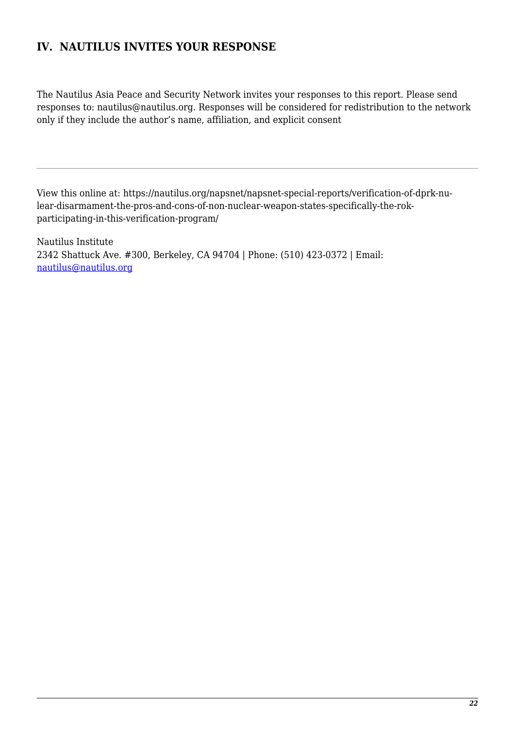## IV. NAUTILUS INVITES YOUR RESPONSE

The Nautilus Asia Peace and Security Network invites your responses to this report. Please send responses to: nautilus@nautilus.org. Responses will be considered for redistribution to the network only if they include the author's name, affiliation, and explicit consent

---

View this online at: https://nautilus.org/napsnet/napsnet-special-reports/verification-of-dprk-nu-lear-disarmament-the-pros-and-cons-of-non-nuclear-weapon-states-specifically-the-rok-participating-in-this-verification-program/

Nautilus Institute
2342 Shattuck Ave. #300, Berkeley, CA 94704 | Phone: (510) 423-0372 | Email: nautilus@nautilus.org